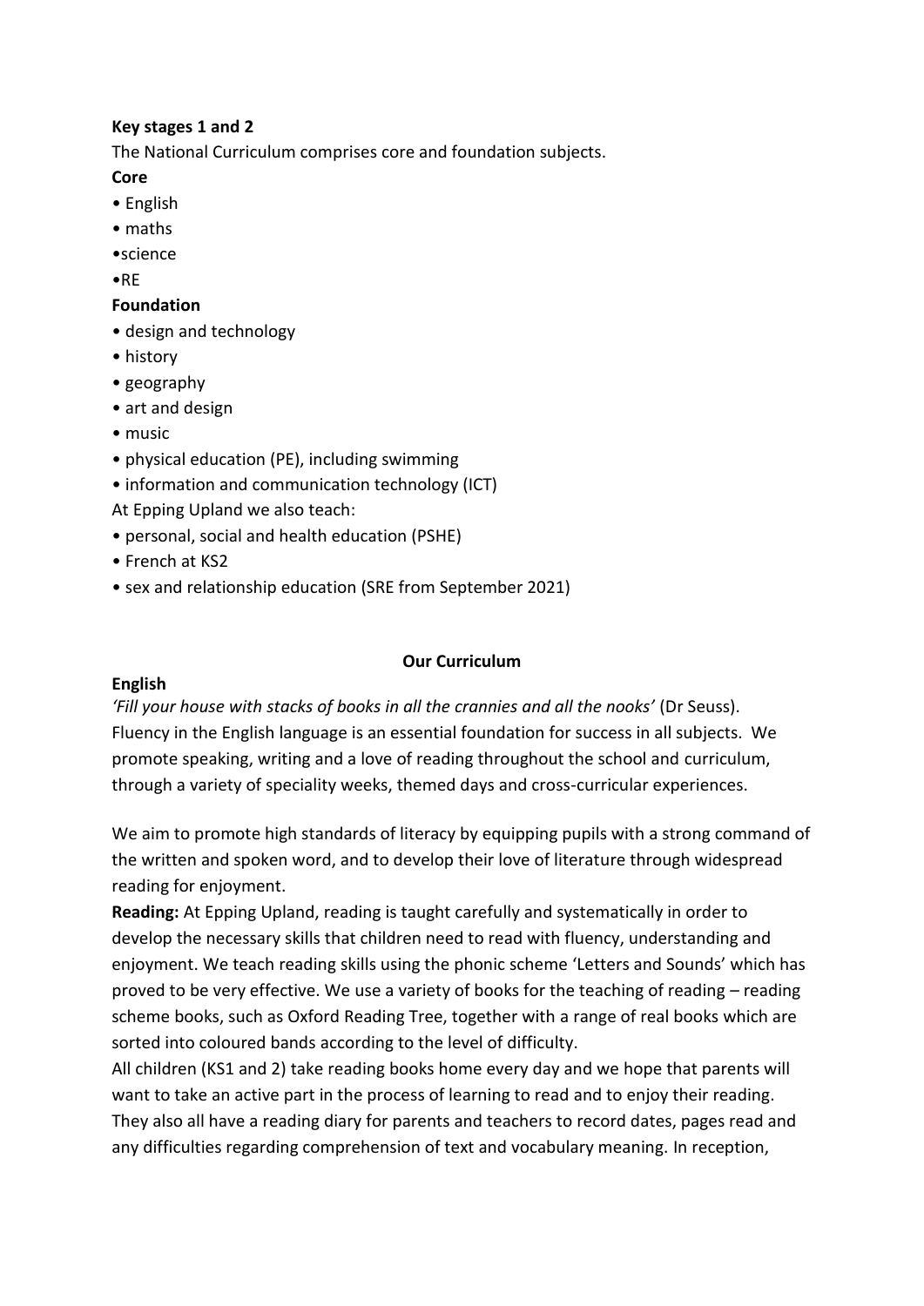**Key stages 1 and 2**

The National Curriculum comprises core and foundation subjects.

**Core**

- English
- maths
- science
- RE

**Foundation**

- design and technology
- history
- geography
- art and design
- music
- physical education (PE), including swimming
- information and communication technology (ICT)

At Epping Upland we also teach:

- personal, social and health education (PSHE)
- French at KS2
- sex and relationship education (SRE from September 2021)

## Our Curriculum

**English**

*'Fill your house with stacks of books in all the crannies and all the nooks'* (Dr Seuss). Fluency in the English language is an essential foundation for success in all subjects. We promote speaking, writing and a love of reading throughout the school and curriculum, through a variety of speciality weeks, themed days and cross-curricular experiences.

We aim to promote high standards of literacy by equipping pupils with a strong command of the written and spoken word, and to develop their love of literature through widespread reading for enjoyment.

**Reading:** At Epping Upland, reading is taught carefully and systematically in order to develop the necessary skills that children need to read with fluency, understanding and enjoyment. We teach reading skills using the phonic scheme 'Letters and Sounds' which has proved to be very effective. We use a variety of books for the teaching of reading – reading scheme books, such as Oxford Reading Tree, together with a range of real books which are sorted into coloured bands according to the level of difficulty.

All children (KS1 and 2) take reading books home every day and we hope that parents will want to take an active part in the process of learning to read and to enjoy their reading. They also all have a reading diary for parents and teachers to record dates, pages read and any difficulties regarding comprehension of text and vocabulary meaning. In reception,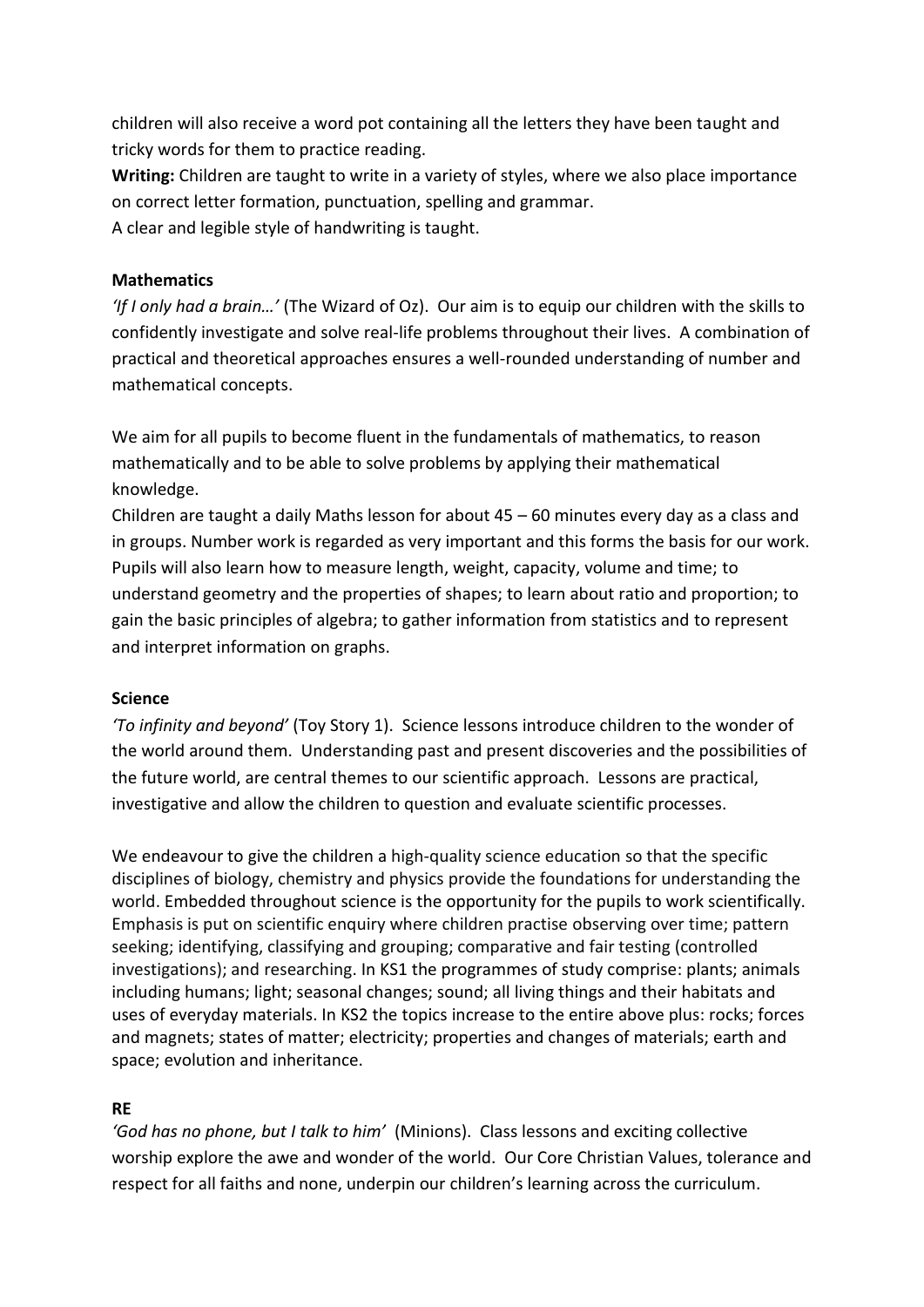children will also receive a word pot containing all the letters they have been taught and tricky words for them to practice reading.

**Writing:** Children are taught to write in a variety of styles, where we also place importance on correct letter formation, punctuation, spelling and grammar.

A clear and legible style of handwriting is taught.

**Mathematics**

*'If I only had a brain…'* (The Wizard of Oz). Our aim is to equip our children with the skills to confidently investigate and solve real-life problems throughout their lives. A combination of practical and theoretical approaches ensures a well-rounded understanding of number and mathematical concepts.

We aim for all pupils to become fluent in the fundamentals of mathematics, to reason mathematically and to be able to solve problems by applying their mathematical knowledge.

Children are taught a daily Maths lesson for about 45 – 60 minutes every day as a class and in groups. Number work is regarded as very important and this forms the basis for our work. Pupils will also learn how to measure length, weight, capacity, volume and time; to understand geometry and the properties of shapes; to learn about ratio and proportion; to gain the basic principles of algebra; to gather information from statistics and to represent and interpret information on graphs.

**Science**

*'To infinity and beyond'* (Toy Story 1). Science lessons introduce children to the wonder of the world around them. Understanding past and present discoveries and the possibilities of the future world, are central themes to our scientific approach. Lessons are practical, investigative and allow the children to question and evaluate scientific processes.

We endeavour to give the children a high-quality science education so that the specific disciplines of biology, chemistry and physics provide the foundations for understanding the world. Embedded throughout science is the opportunity for the pupils to work scientifically. Emphasis is put on scientific enquiry where children practise observing over time; pattern seeking; identifying, classifying and grouping; comparative and fair testing (controlled investigations); and researching. In KS1 the programmes of study comprise: plants; animals including humans; light; seasonal changes; sound; all living things and their habitats and uses of everyday materials. In KS2 the topics increase to the entire above plus: rocks; forces and magnets; states of matter; electricity; properties and changes of materials; earth and space; evolution and inheritance.

**RE**

*'God has no phone, but I talk to him'* (Minions). Class lessons and exciting collective worship explore the awe and wonder of the world. Our Core Christian Values, tolerance and respect for all faiths and none, underpin our children's learning across the curriculum.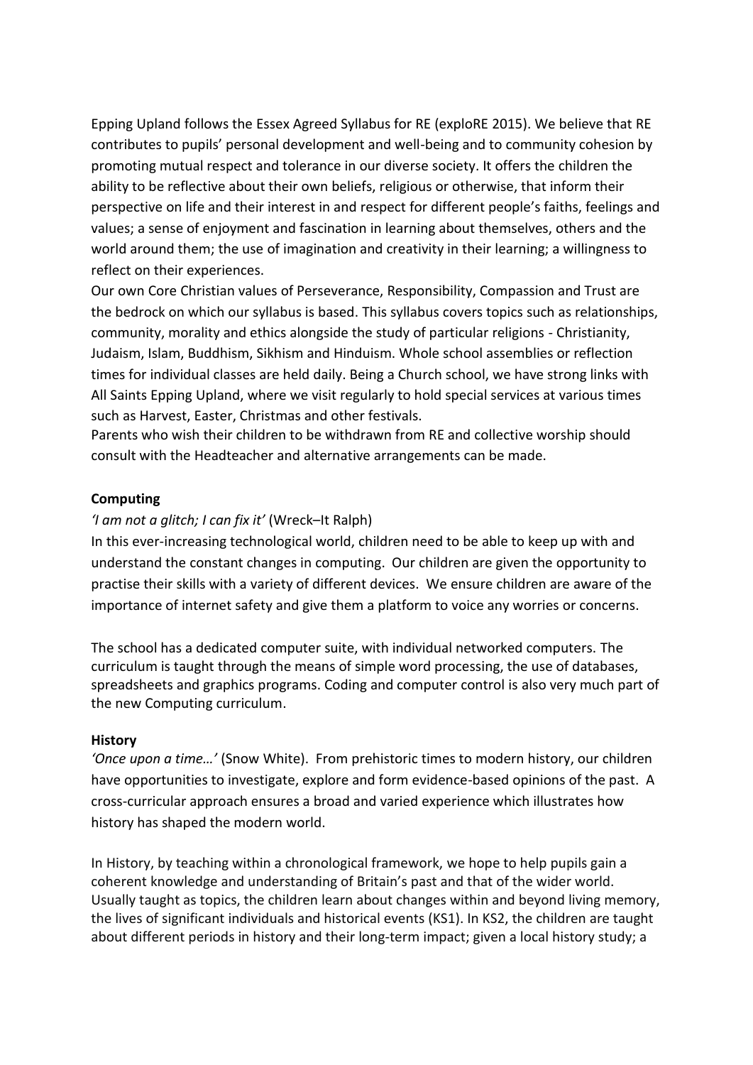Epping Upland follows the Essex Agreed Syllabus for RE (exploRE 2015). We believe that RE contributes to pupils' personal development and well-being and to community cohesion by promoting mutual respect and tolerance in our diverse society. It offers the children the ability to be reflective about their own beliefs, religious or otherwise, that inform their perspective on life and their interest in and respect for different people's faiths, feelings and values; a sense of enjoyment and fascination in learning about themselves, others and the world around them; the use of imagination and creativity in their learning; a willingness to reflect on their experiences.

Our own Core Christian values of Perseverance, Responsibility, Compassion and Trust are the bedrock on which our syllabus is based. This syllabus covers topics such as relationships, community, morality and ethics alongside the study of particular religions - Christianity, Judaism, Islam, Buddhism, Sikhism and Hinduism. Whole school assemblies or reflection times for individual classes are held daily. Being a Church school, we have strong links with All Saints Epping Upland, where we visit regularly to hold special services at various times such as Harvest, Easter, Christmas and other festivals.

Parents who wish their children to be withdrawn from RE and collective worship should consult with the Headteacher and alternative arrangements can be made.

**Computing**

*'I am not a glitch; I can fix it'* (Wreck–It Ralph)

In this ever-increasing technological world, children need to be able to keep up with and understand the constant changes in computing. Our children are given the opportunity to practise their skills with a variety of different devices. We ensure children are aware of the importance of internet safety and give them a platform to voice any worries or concerns.

The school has a dedicated computer suite, with individual networked computers. The curriculum is taught through the means of simple word processing, the use of databases, spreadsheets and graphics programs. Coding and computer control is also very much part of the new Computing curriculum.

**History**

*'Once upon a time…'* (Snow White). From prehistoric times to modern history, our children have opportunities to investigate, explore and form evidence-based opinions of the past. A cross-curricular approach ensures a broad and varied experience which illustrates how history has shaped the modern world.

In History, by teaching within a chronological framework, we hope to help pupils gain a coherent knowledge and understanding of Britain's past and that of the wider world. Usually taught as topics, the children learn about changes within and beyond living memory, the lives of significant individuals and historical events (KS1). In KS2, the children are taught about different periods in history and their long-term impact; given a local history study; a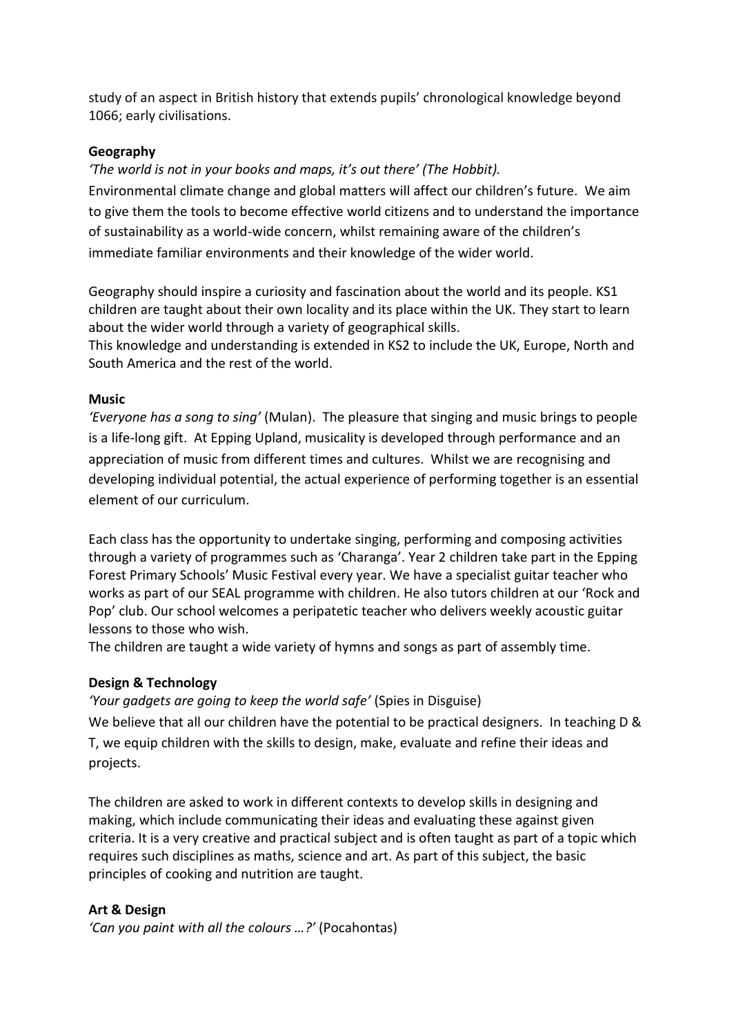study of an aspect in British history that extends pupils' chronological knowledge beyond 1066; early civilisations.

**Geography**

*'The world is not in your books and maps, it's out there' (The Hobbit).*

Environmental climate change and global matters will affect our children's future. We aim to give them the tools to become effective world citizens and to understand the importance of sustainability as a world-wide concern, whilst remaining aware of the children's immediate familiar environments and their knowledge of the wider world.

Geography should inspire a curiosity and fascination about the world and its people. KS1 children are taught about their own locality and its place within the UK. They start to learn about the wider world through a variety of geographical skills.
This knowledge and understanding is extended in KS2 to include the UK, Europe, North and South America and the rest of the world.

**Music**

*'Everyone has a song to sing'* (Mulan). The pleasure that singing and music brings to people is a life-long gift. At Epping Upland, musicality is developed through performance and an appreciation of music from different times and cultures. Whilst we are recognising and developing individual potential, the actual experience of performing together is an essential element of our curriculum.

Each class has the opportunity to undertake singing, performing and composing activities through a variety of programmes such as 'Charanga'. Year 2 children take part in the Epping Forest Primary Schools' Music Festival every year. We have a specialist guitar teacher who works as part of our SEAL programme with children. He also tutors children at our 'Rock and Pop' club. Our school welcomes a peripatetic teacher who delivers weekly acoustic guitar lessons to those who wish.
The children are taught a wide variety of hymns and songs as part of assembly time.

**Design & Technology**

*'Your gadgets are going to keep the world safe'* (Spies in Disguise)

We believe that all our children have the potential to be practical designers. In teaching D & T, we equip children with the skills to design, make, evaluate and refine their ideas and projects.

The children are asked to work in different contexts to develop skills in designing and making, which include communicating their ideas and evaluating these against given criteria. It is a very creative and practical subject and is often taught as part of a topic which requires such disciplines as maths, science and art. As part of this subject, the basic principles of cooking and nutrition are taught.

**Art & Design**

*'Can you paint with all the colours …?'* (Pocahontas)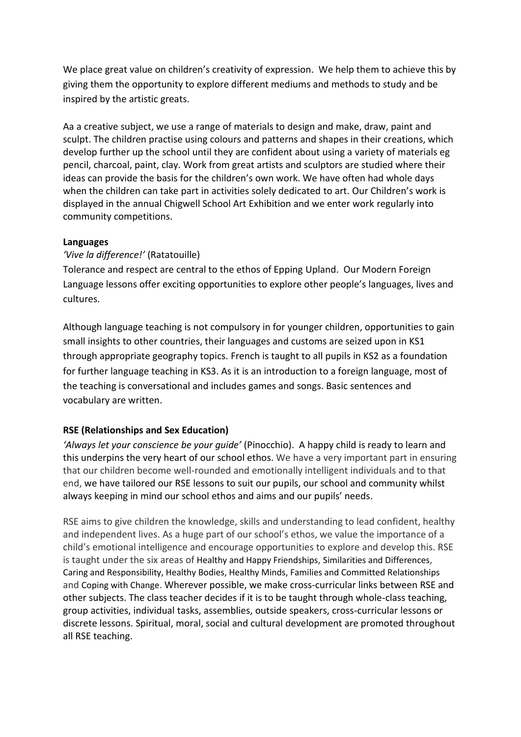We place great value on children's creativity of expression. We help them to achieve this by giving them the opportunity to explore different mediums and methods to study and be inspired by the artistic greats.

Aa a creative subject, we use a range of materials to design and make, draw, paint and sculpt. The children practise using colours and patterns and shapes in their creations, which develop further up the school until they are confident about using a variety of materials eg pencil, charcoal, paint, clay. Work from great artists and sculptors are studied where their ideas can provide the basis for the children's own work. We have often had whole days when the children can take part in activities solely dedicated to art. Our Children's work is displayed in the annual Chigwell School Art Exhibition and we enter work regularly into community competitions.

**Languages**

*'Vive la difference!'* (Ratatouille)

Tolerance and respect are central to the ethos of Epping Upland. Our Modern Foreign Language lessons offer exciting opportunities to explore other people's languages, lives and cultures.

Although language teaching is not compulsory in for younger children, opportunities to gain small insights to other countries, their languages and customs are seized upon in KS1 through appropriate geography topics. French is taught to all pupils in KS2 as a foundation for further language teaching in KS3. As it is an introduction to a foreign language, most of the teaching is conversational and includes games and songs. Basic sentences and vocabulary are written.

**RSE (Relationships and Sex Education)**

*'Always let your conscience be your guide'* (Pinocchio). A happy child is ready to learn and this underpins the very heart of our school ethos. We have a very important part in ensuring that our children become well-rounded and emotionally intelligent individuals and to that end, we have tailored our RSE lessons to suit our pupils, our school and community whilst always keeping in mind our school ethos and aims and our pupils' needs.

RSE aims to give children the knowledge, skills and understanding to lead confident, healthy and independent lives. As a huge part of our school's ethos, we value the importance of a child's emotional intelligence and encourage opportunities to explore and develop this. RSE is taught under the six areas of Healthy and Happy Friendships, Similarities and Differences, Caring and Responsibility, Healthy Bodies, Healthy Minds, Families and Committed Relationships and Coping with Change. Wherever possible, we make cross-curricular links between RSE and other subjects. The class teacher decides if it is to be taught through whole-class teaching, group activities, individual tasks, assemblies, outside speakers, cross-curricular lessons or discrete lessons. Spiritual, moral, social and cultural development are promoted throughout all RSE teaching.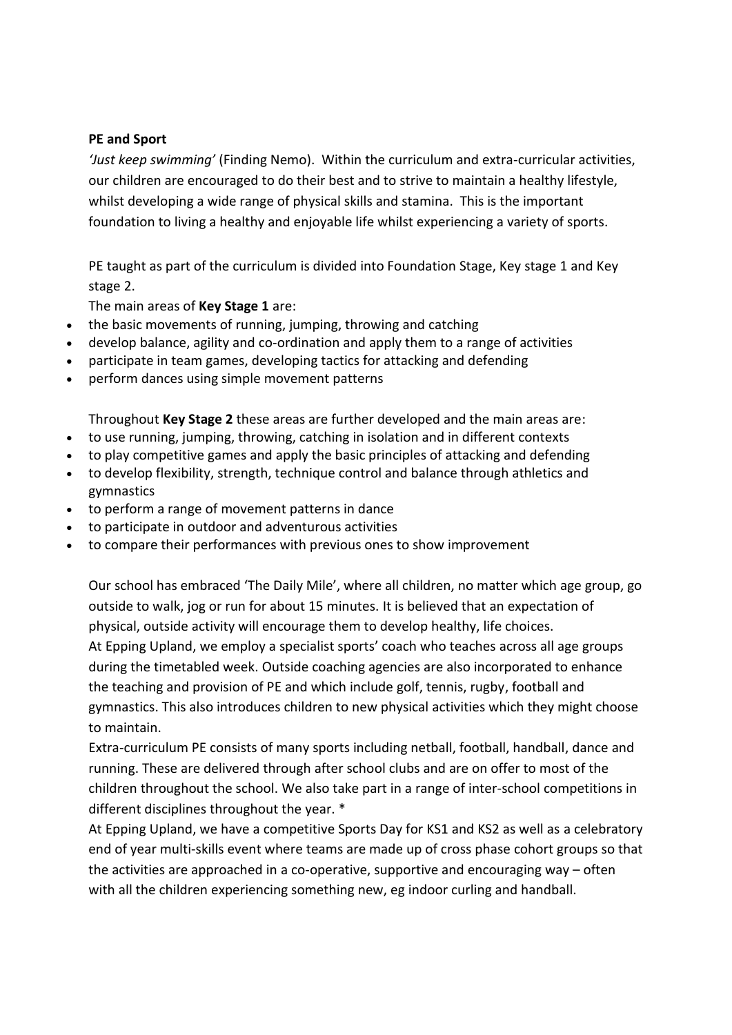**PE and Sport**

*'Just keep swimming'* (Finding Nemo). Within the curriculum and extra-curricular activities, our children are encouraged to do their best and to strive to maintain a healthy lifestyle, whilst developing a wide range of physical skills and stamina. This is the important foundation to living a healthy and enjoyable life whilst experiencing a variety of sports.

PE taught as part of the curriculum is divided into Foundation Stage, Key stage 1 and Key stage 2.

The main areas of **Key Stage 1** are:

- the basic movements of running, jumping, throwing and catching
- develop balance, agility and co-ordination and apply them to a range of activities
- participate in team games, developing tactics for attacking and defending
- perform dances using simple movement patterns

Throughout **Key Stage 2** these areas are further developed and the main areas are:

- to use running, jumping, throwing, catching in isolation and in different contexts
- to play competitive games and apply the basic principles of attacking and defending
- to develop flexibility, strength, technique control and balance through athletics and gymnastics
- to perform a range of movement patterns in dance
- to participate in outdoor and adventurous activities
- to compare their performances with previous ones to show improvement

Our school has embraced 'The Daily Mile', where all children, no matter which age group, go outside to walk, jog or run for about 15 minutes. It is believed that an expectation of physical, outside activity will encourage them to develop healthy, life choices.

At Epping Upland, we employ a specialist sports' coach who teaches across all age groups during the timetabled week. Outside coaching agencies are also incorporated to enhance the teaching and provision of PE and which include golf, tennis, rugby, football and gymnastics. This also introduces children to new physical activities which they might choose to maintain.

Extra-curriculum PE consists of many sports including netball, football, handball, dance and running. These are delivered through after school clubs and are on offer to most of the children throughout the school. We also take part in a range of inter-school competitions in different disciplines throughout the year. *

At Epping Upland, we have a competitive Sports Day for KS1 and KS2 as well as a celebratory end of year multi-skills event where teams are made up of cross phase cohort groups so that the activities are approached in a co-operative, supportive and encouraging way – often with all the children experiencing something new, eg indoor curling and handball.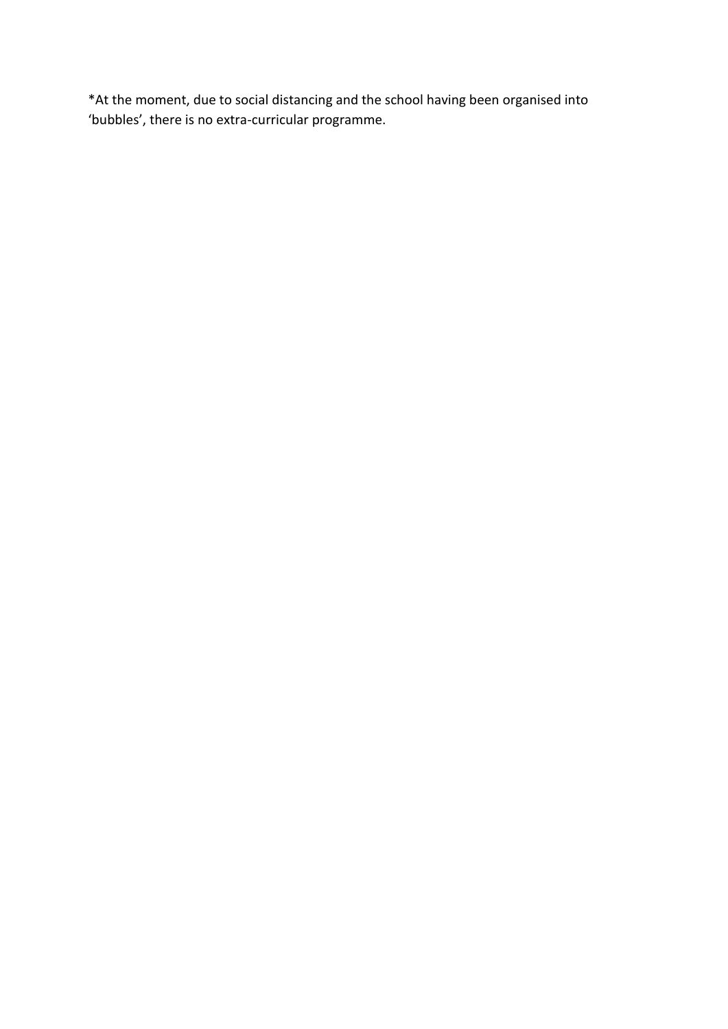*At the moment, due to social distancing and the school having been organised into 'bubbles', there is no extra-curricular programme.